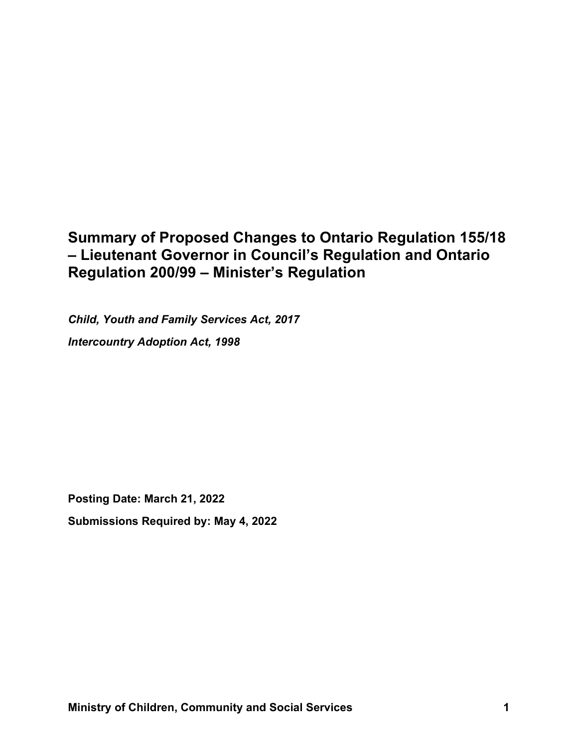# Summary of Proposed Changes to Ontario Regulation 155/18 – Lieutenant Governor in Council's Regulation and Ontario Regulation 200/99 – Minister's Regulation

*Child, Youth and Family Services Act, 2017*

*Intercountry Adoption Act, 1998*

**Posting Date: March 21, 2022**

**Submissions Required by: May 4, 2022**

**Ministry of Children, Community and Social Services**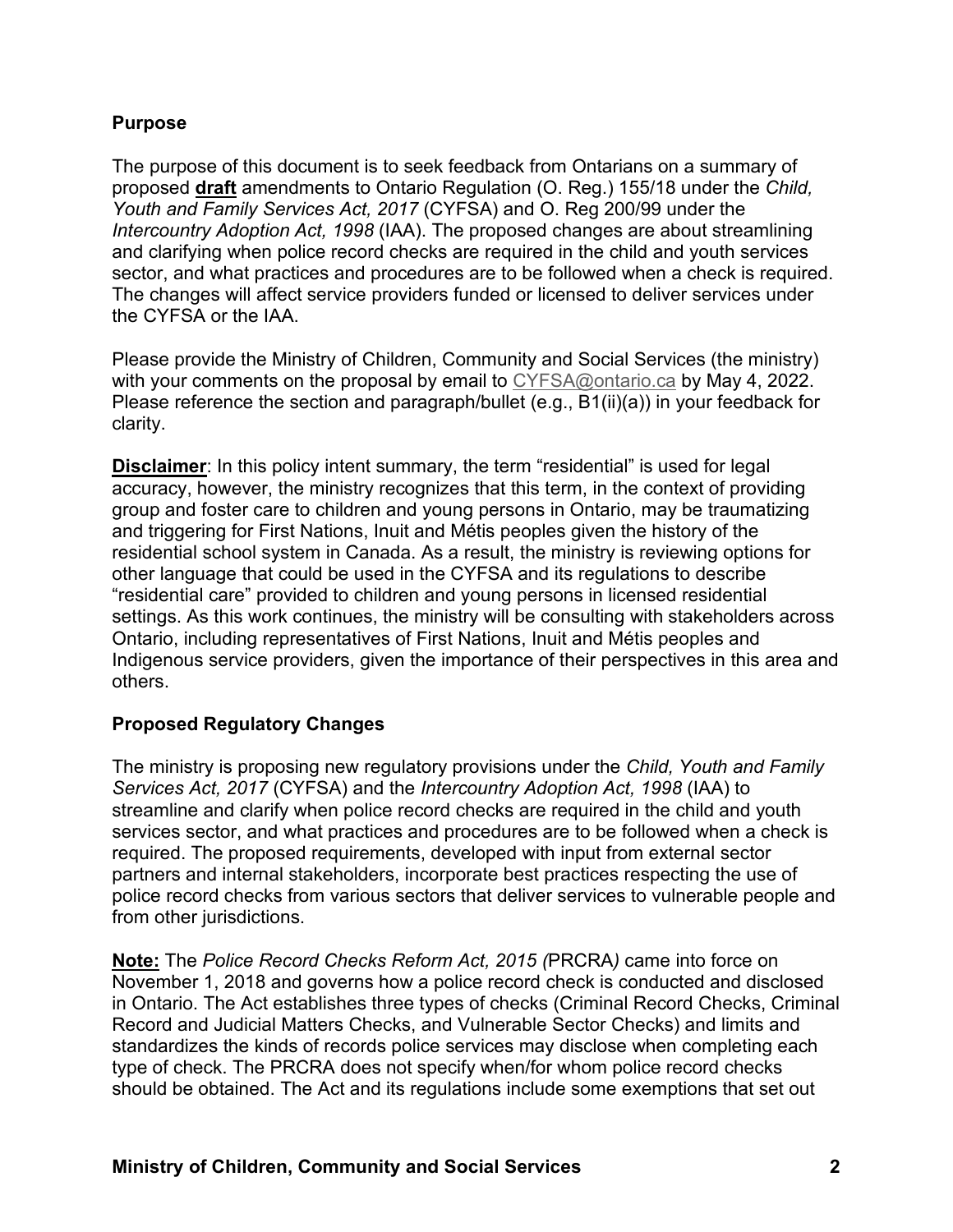## Purpose

The purpose of this document is to seek feedback from Ontarians on a summary of proposed **draft** amendments to Ontario Regulation (O. Reg.) 155/18 under the *Child, Youth and Family Services Act, 2017* (CYFSA) and O. Reg 200/99 under the *Intercountry Adoption Act, 1998* (IAA). The proposed changes are about streamlining and clarifying when police record checks are required in the child and youth services sector, and what practices and procedures are to be followed when a check is required. The changes will affect service providers funded or licensed to deliver services under the CYFSA or the IAA.

Please provide the Ministry of Children, Community and Social Services (the ministry) with your comments on the proposal by email to CYFSA@ontario.ca by May 4, 2022. Please reference the section and paragraph/bullet (e.g., B1(ii)(a)) in your feedback for clarity.

**Disclaimer**: In this policy intent summary, the term "residential" is used for legal accuracy, however, the ministry recognizes that this term, in the context of providing group and foster care to children and young persons in Ontario, may be traumatizing and triggering for First Nations, Inuit and Métis peoples given the history of the residential school system in Canada. As a result, the ministry is reviewing options for other language that could be used in the CYFSA and its regulations to describe "residential care" provided to children and young persons in licensed residential settings. As this work continues, the ministry will be consulting with stakeholders across Ontario, including representatives of First Nations, Inuit and Métis peoples and Indigenous service providers, given the importance of their perspectives in this area and others.

## Proposed Regulatory Changes

The ministry is proposing new regulatory provisions under the *Child, Youth and Family Services Act, 2017* (CYFSA) and the *Intercountry Adoption Act, 1998* (IAA) to streamline and clarify when police record checks are required in the child and youth services sector, and what practices and procedures are to be followed when a check is required. The proposed requirements, developed with input from external sector partners and internal stakeholders, incorporate best practices respecting the use of police record checks from various sectors that deliver services to vulnerable people and from other jurisdictions.

**Note:** The *Police Record Checks Reform Act, 2015 (*PRCRA*)* came into force on November 1, 2018 and governs how a police record check is conducted and disclosed in Ontario. The Act establishes three types of checks (Criminal Record Checks, Criminal Record and Judicial Matters Checks, and Vulnerable Sector Checks) and limits and standardizes the kinds of records police services may disclose when completing each type of check. The PRCRA does not specify when/for whom police record checks should be obtained. The Act and its regulations include some exemptions that set out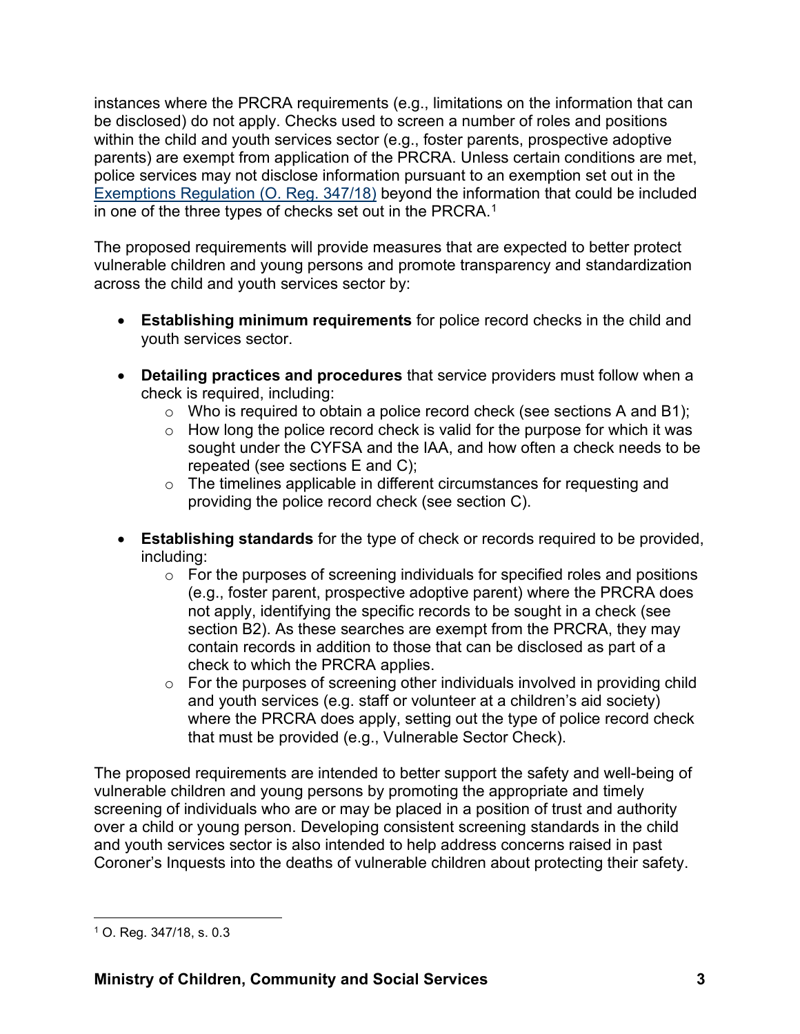instances where the PRCRA requirements (e.g., limitations on the information that can be disclosed) do not apply. Checks used to screen a number of roles and positions within the child and youth services sector (e.g., foster parents, prospective adoptive parents) are exempt from application of the PRCRA. Unless certain conditions are met, police services may not disclose information pursuant to an exemption set out in the [Exemptions Regulation (O. Reg. 347/18)](https://www.ontario.ca/laws/regulation/180347) beyond the information that could be included in one of the three types of checks set out in the PRCRA.[1]

The proposed requirements will provide measures that are expected to better protect vulnerable children and young persons and promote transparency and standardization across the child and youth services sector by:

- **Establishing minimum requirements** for police record checks in the child and youth services sector.
- **Detailing practices and procedures** that service providers must follow when a check is required, including:
  - Who is required to obtain a police record check (see sections A and B1);
  - How long the police record check is valid for the purpose for which it was sought under the CYFSA and the IAA, and how often a check needs to be repeated (see sections E and C);
  - The timelines applicable in different circumstances for requesting and providing the police record check (see section C).
- **Establishing standards** for the type of check or records required to be provided, including:
  - For the purposes of screening individuals for specified roles and positions (e.g., foster parent, prospective adoptive parent) where the PRCRA does not apply, identifying the specific records to be sought in a check (see section B2). As these searches are exempt from the PRCRA, they may contain records in addition to those that can be disclosed as part of a check to which the PRCRA applies.
  - For the purposes of screening other individuals involved in providing child and youth services (e.g. staff or volunteer at a children's aid society) where the PRCRA does apply, setting out the type of police record check that must be provided (e.g., Vulnerable Sector Check).

The proposed requirements are intended to better support the safety and well-being of vulnerable children and young persons by promoting the appropriate and timely screening of individuals who are or may be placed in a position of trust and authority over a child or young person. Developing consistent screening standards in the child and youth services sector is also intended to help address concerns raised in past Coroner's Inquests into the deaths of vulnerable children about protecting their safety.

---

[1] O. Reg. 347/18, s. 0.3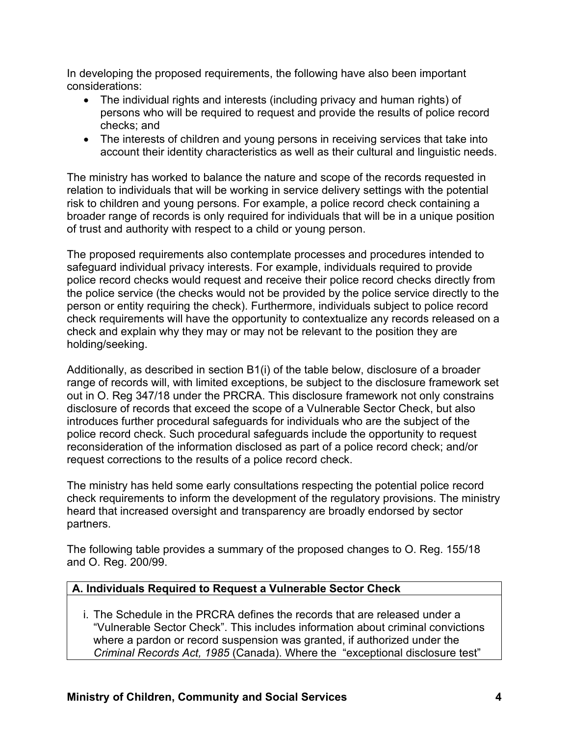In developing the proposed requirements, the following have also been important considerations:

- The individual rights and interests (including privacy and human rights) of persons who will be required to request and provide the results of police record checks; and
- The interests of children and young persons in receiving services that take into account their identity characteristics as well as their cultural and linguistic needs.

The ministry has worked to balance the nature and scope of the records requested in relation to individuals that will be working in service delivery settings with the potential risk to children and young persons. For example, a police record check containing a broader range of records is only required for individuals that will be in a unique position of trust and authority with respect to a child or young person.

The proposed requirements also contemplate processes and procedures intended to safeguard individual privacy interests. For example, individuals required to provide police record checks would request and receive their police record checks directly from the police service (the checks would not be provided by the police service directly to the person or entity requiring the check). Furthermore, individuals subject to police record check requirements will have the opportunity to contextualize any records released on a check and explain why they may or may not be relevant to the position they are holding/seeking.

Additionally, as described in section B1(i) of the table below, disclosure of a broader range of records will, with limited exceptions, be subject to the disclosure framework set out in O. Reg 347/18 under the PRCRA. This disclosure framework not only constrains disclosure of records that exceed the scope of a Vulnerable Sector Check, but also introduces further procedural safeguards for individuals who are the subject of the police record check. Such procedural safeguards include the opportunity to request reconsideration of the information disclosed as part of a police record check; and/or request corrections to the results of a police record check.

The ministry has held some early consultations respecting the potential police record check requirements to inform the development of the regulatory provisions. The ministry heard that increased oversight and transparency are broadly endorsed by sector partners.

The following table provides a summary of the proposed changes to O. Reg. 155/18 and O. Reg. 200/99.

| **A. Individuals Required to Request a Vulnerable Sector Check** |
|---|
| i. The Schedule in the PRCRA defines the records that are released under a “Vulnerable Sector Check”. This includes information about criminal convictions where a pardon or record suspension was granted, if authorized under the *Criminal Records Act, 1985* (Canada). Where the “exceptional disclosure test” |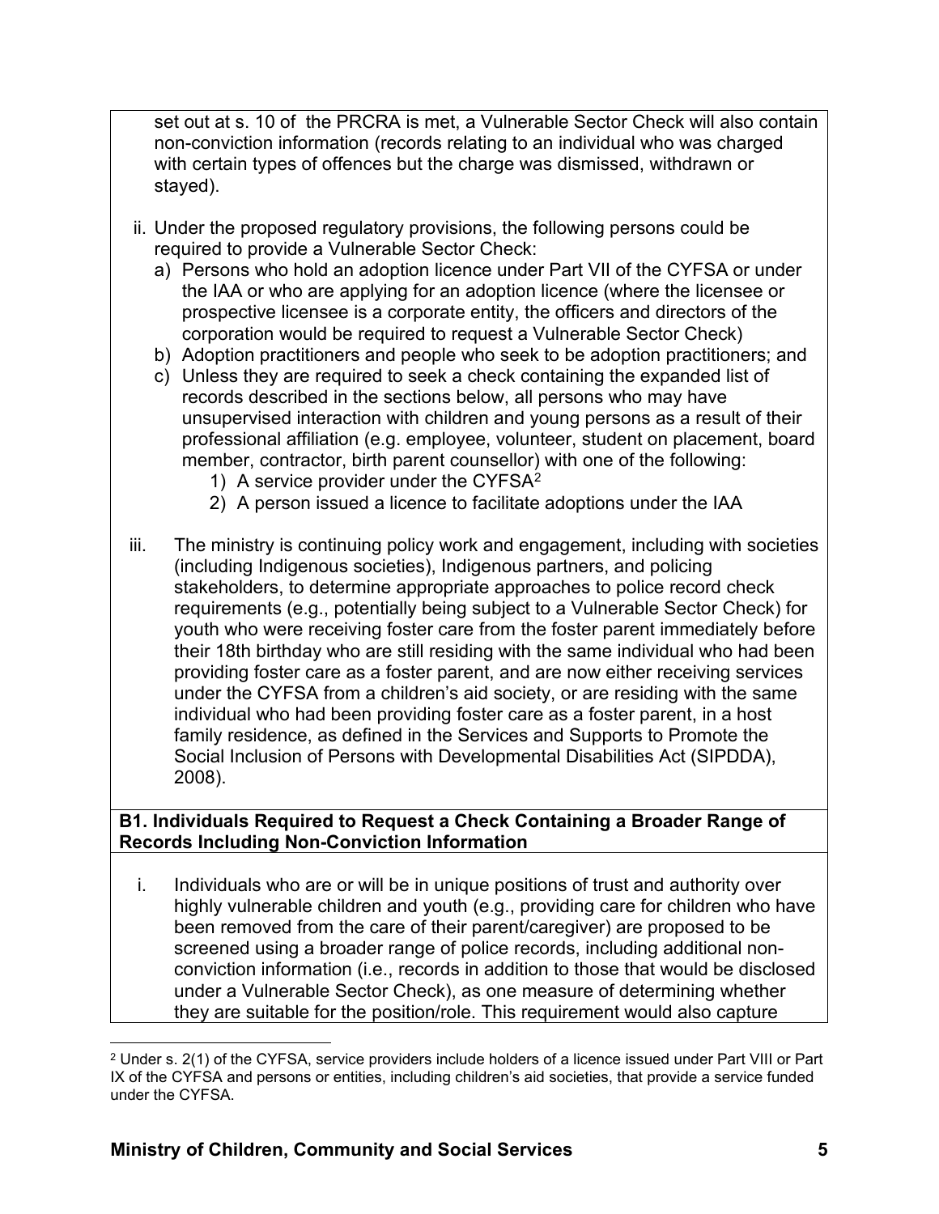set out at s. 10 of the PRCRA is met, a Vulnerable Sector Check will also contain non-conviction information (records relating to an individual who was charged with certain types of offences but the charge was dismissed, withdrawn or stayed).

ii. Under the proposed regulatory provisions, the following persons could be required to provide a Vulnerable Sector Check:
   a) Persons who hold an adoption licence under Part VII of the CYFSA or under the IAA or who are applying for an adoption licence (where the licensee or prospective licensee is a corporate entity, the officers and directors of the corporation would be required to request a Vulnerable Sector Check)
   b) Adoption practitioners and people who seek to be adoption practitioners; and
   c) Unless they are required to seek a check containing the expanded list of records described in the sections below, all persons who may have unsupervised interaction with children and young persons as a result of their professional affiliation (e.g. employee, volunteer, student on placement, board member, contractor, birth parent counsellor) with one of the following:
      1) A service provider under the CYFSA[2]
      2) A person issued a licence to facilitate adoptions under the IAA

iii. The ministry is continuing policy work and engagement, including with societies (including Indigenous societies), Indigenous partners, and policing stakeholders, to determine appropriate approaches to police record check requirements (e.g., potentially being subject to a Vulnerable Sector Check) for youth who were receiving foster care from the foster parent immediately before their 18th birthday who are still residing with the same individual who had been providing foster care as a foster parent, and are now either receiving services under the CYFSA from a children's aid society, or are residing with the same individual who had been providing foster care as a foster parent, in a host family residence, as defined in the Services and Supports to Promote the Social Inclusion of Persons with Developmental Disabilities Act (SIPDDA), 2008).

**B1. Individuals Required to Request a Check Containing a Broader Range of Records Including Non-Conviction Information**

i. Individuals who are or will be in unique positions of trust and authority over highly vulnerable children and youth (e.g., providing care for children who have been removed from the care of their parent/caregiver) are proposed to be screened using a broader range of police records, including additional non-conviction information (i.e., records in addition to those that would be disclosed under a Vulnerable Sector Check), as one measure of determining whether they are suitable for the position/role. This requirement would also capture

[2] Under s. 2(1) of the CYFSA, service providers include holders of a licence issued under Part VIII or Part IX of the CYFSA and persons or entities, including children's aid societies, that provide a service funded under the CYFSA.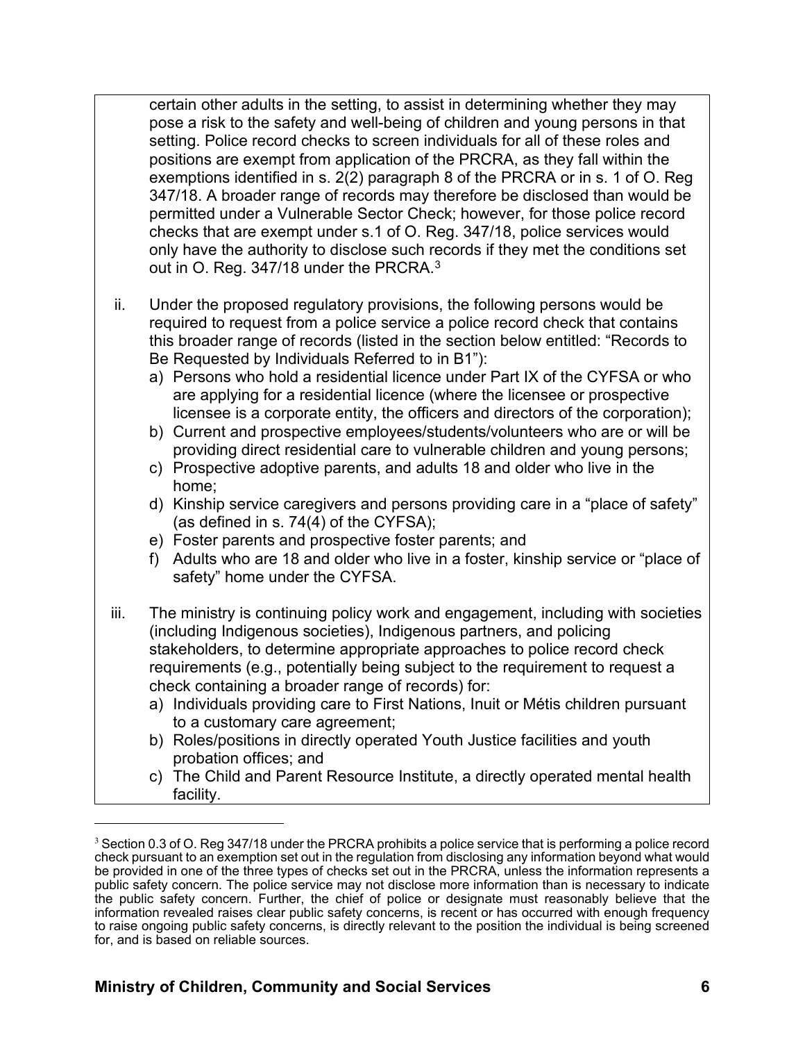certain other adults in the setting, to assist in determining whether they may pose a risk to the safety and well-being of children and young persons in that setting. Police record checks to screen individuals for all of these roles and positions are exempt from application of the PRCRA, as they fall within the exemptions identified in s. 2(2) paragraph 8 of the PRCRA or in s. 1 of O. Reg 347/18. A broader range of records may therefore be disclosed than would be permitted under a Vulnerable Sector Check; however, for those police record checks that are exempt under s.1 of O. Reg. 347/18, police services would only have the authority to disclose such records if they met the conditions set out in O. Reg. 347/18 under the PRCRA.[3]

ii. Under the proposed regulatory provisions, the following persons would be required to request from a police service a police record check that contains this broader range of records (listed in the section below entitled: "Records to Be Requested by Individuals Referred to in B1"):
   a) Persons who hold a residential licence under Part IX of the CYFSA or who are applying for a residential licence (where the licensee or prospective licensee is a corporate entity, the officers and directors of the corporation);
   b) Current and prospective employees/students/volunteers who are or will be providing direct residential care to vulnerable children and young persons;
   c) Prospective adoptive parents, and adults 18 and older who live in the home;
   d) Kinship service caregivers and persons providing care in a "place of safety" (as defined in s. 74(4) of the CYFSA);
   e) Foster parents and prospective foster parents; and
   f) Adults who are 18 and older who live in a foster, kinship service or "place of safety" home under the CYFSA.

iii. The ministry is continuing policy work and engagement, including with societies (including Indigenous societies), Indigenous partners, and policing stakeholders, to determine appropriate approaches to police record check requirements (e.g., potentially being subject to the requirement to request a check containing a broader range of records) for:
   a) Individuals providing care to First Nations, Inuit or Métis children pursuant to a customary care agreement;
   b) Roles/positions in directly operated Youth Justice facilities and youth probation offices; and
   c) The Child and Parent Resource Institute, a directly operated mental health facility.

---

[3] Section 0.3 of O. Reg 347/18 under the PRCRA prohibits a police service that is performing a police record check pursuant to an exemption set out in the regulation from disclosing any information beyond what would be provided in one of the three types of checks set out in the PRCRA, unless the information represents a public safety concern. The police service may not disclose more information than is necessary to indicate the public safety concern. Further, the chief of police or designate must reasonably believe that the information revealed raises clear public safety concerns, is recent or has occurred with enough frequency to raise ongoing public safety concerns, is directly relevant to the position the individual is being screened for, and is based on reliable sources.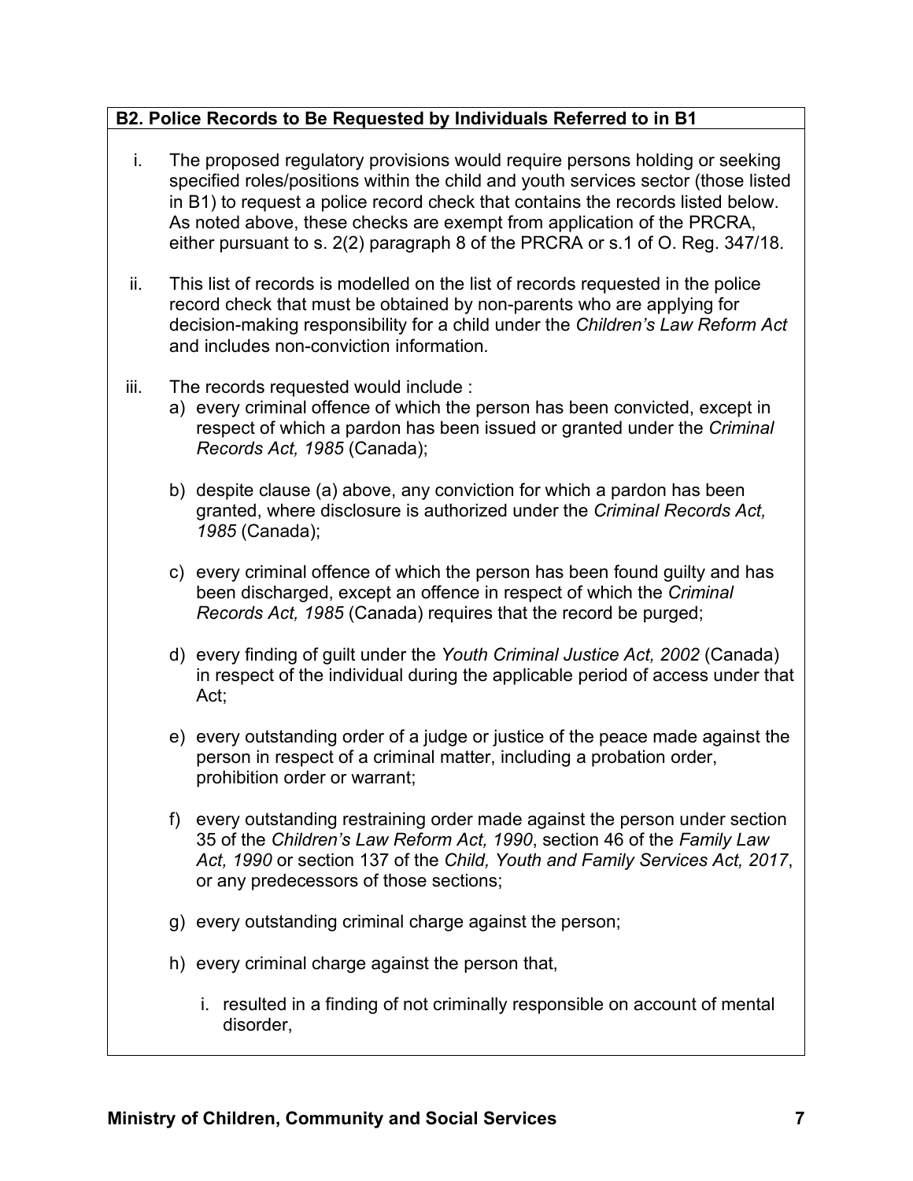**B2. Police Records to Be Requested by Individuals Referred to in B1**

i. The proposed regulatory provisions would require persons holding or seeking specified roles/positions within the child and youth services sector (those listed in B1) to request a police record check that contains the records listed below. As noted above, these checks are exempt from application of the PRCRA, either pursuant to s. 2(2) paragraph 8 of the PRCRA or s.1 of O. Reg. 347/18.

ii. This list of records is modelled on the list of records requested in the police record check that must be obtained by non-parents who are applying for decision-making responsibility for a child under the *Children's Law Reform Act* and includes non-conviction information.

iii. The records requested would include :

a) every criminal offence of which the person has been convicted, except in respect of which a pardon has been issued or granted under the *Criminal Records Act, 1985* (Canada);

b) despite clause (a) above, any conviction for which a pardon has been granted, where disclosure is authorized under the *Criminal Records Act, 1985* (Canada);

c) every criminal offence of which the person has been found guilty and has been discharged, except an offence in respect of which the *Criminal Records Act, 1985* (Canada) requires that the record be purged;

d) every finding of guilt under the *Youth Criminal Justice Act, 2002* (Canada) in respect of the individual during the applicable period of access under that Act;

e) every outstanding order of a judge or justice of the peace made against the person in respect of a criminal matter, including a probation order, prohibition order or warrant;

f) every outstanding restraining order made against the person under section 35 of the *Children's Law Reform Act, 1990*, section 46 of the *Family Law Act, 1990* or section 137 of the *Child, Youth and Family Services Act, 2017*, or any predecessors of those sections;

g) every outstanding criminal charge against the person;

h) every criminal charge against the person that,

i. resulted in a finding of not criminally responsible on account of mental disorder,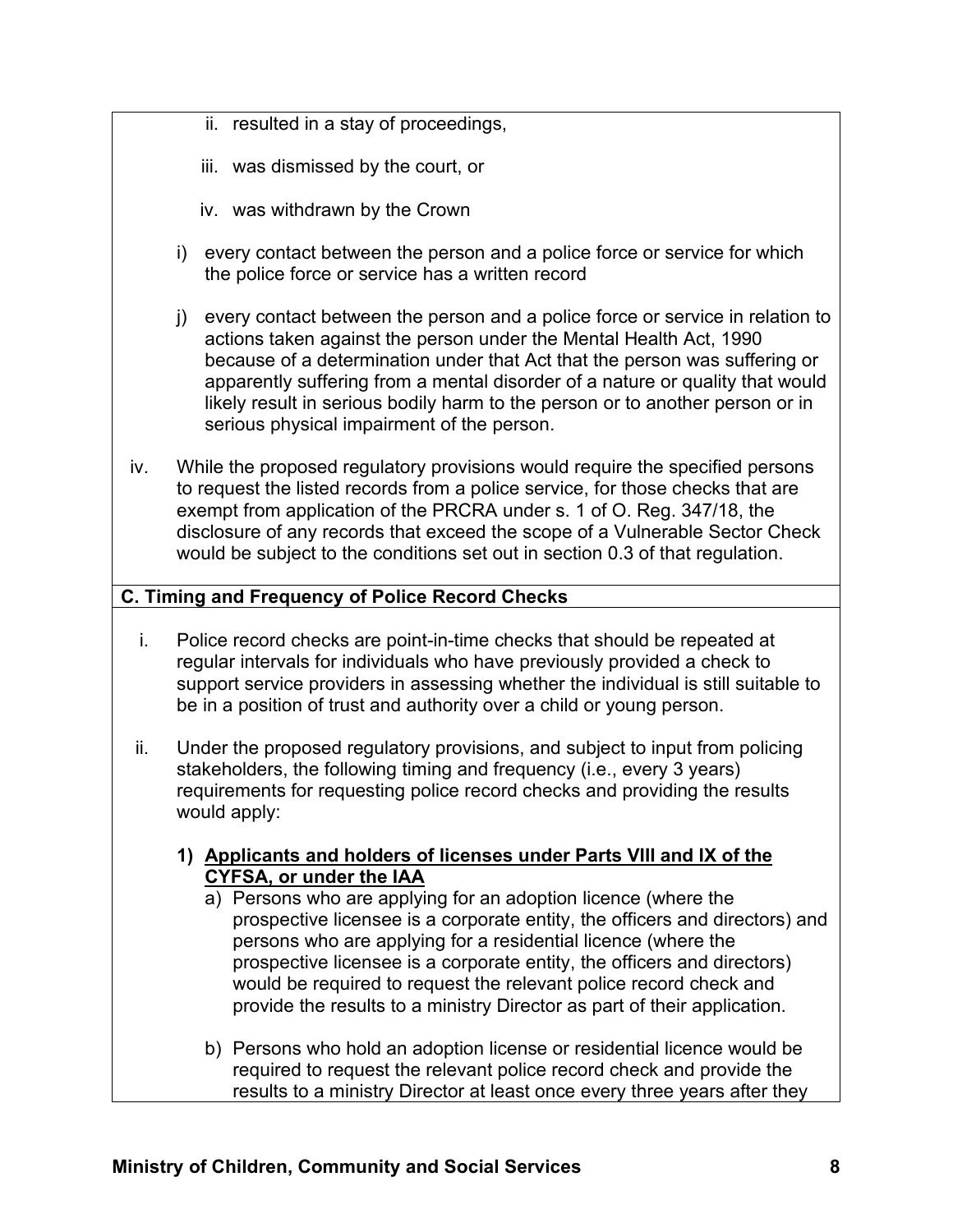ii. resulted in a stay of proceedings,

iii. was dismissed by the court, or

iv. was withdrawn by the Crown

i) every contact between the person and a police force or service for which the police force or service has a written record

j) every contact between the person and a police force or service in relation to actions taken against the person under the Mental Health Act, 1990 because of a determination under that Act that the person was suffering or apparently suffering from a mental disorder of a nature or quality that would likely result in serious bodily harm to the person or to another person or in serious physical impairment of the person.

iv. While the proposed regulatory provisions would require the specified persons to request the listed records from a police service, for those checks that are exempt from application of the PRCRA under s. 1 of O. Reg. 347/18, the disclosure of any records that exceed the scope of a Vulnerable Sector Check would be subject to the conditions set out in section 0.3 of that regulation.

**C. Timing and Frequency of Police Record Checks**

i. Police record checks are point-in-time checks that should be repeated at regular intervals for individuals who have previously provided a check to support service providers in assessing whether the individual is still suitable to be in a position of trust and authority over a child or young person.

ii. Under the proposed regulatory provisions, and subject to input from policing stakeholders, the following timing and frequency (i.e., every 3 years) requirements for requesting police record checks and providing the results would apply:

**1) Applicants and holders of licenses under Parts VIII and IX of the CYFSA, or under the IAA**

a) Persons who are applying for an adoption licence (where the prospective licensee is a corporate entity, the officers and directors) and persons who are applying for a residential licence (where the prospective licensee is a corporate entity, the officers and directors) would be required to request the relevant police record check and provide the results to a ministry Director as part of their application.

b) Persons who hold an adoption license or residential licence would be required to request the relevant police record check and provide the results to a ministry Director at least once every three years after they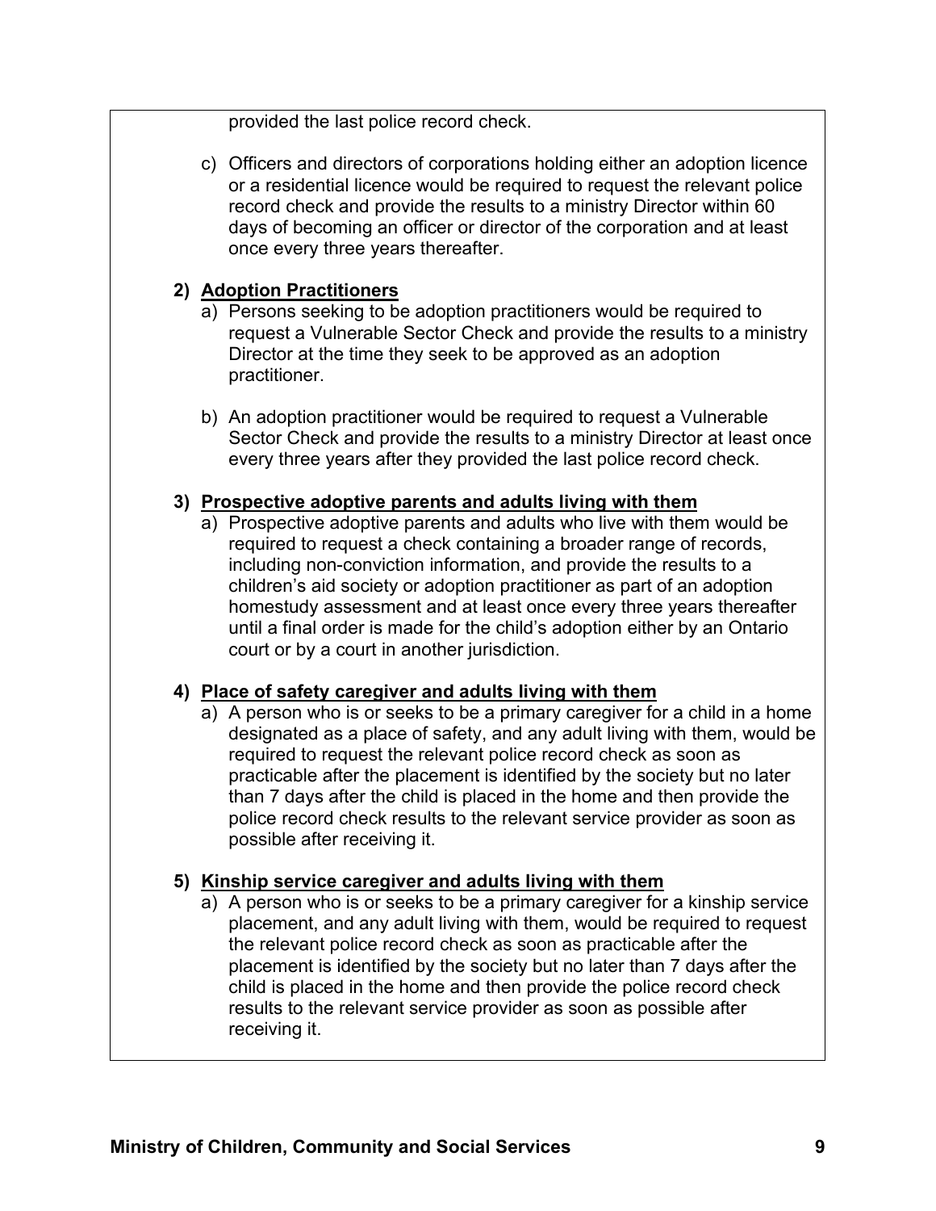provided the last police record check.

c) Officers and directors of corporations holding either an adoption licence or a residential licence would be required to request the relevant police record check and provide the results to a ministry Director within 60 days of becoming an officer or director of the corporation and at least once every three years thereafter.

2) **Adoption Practitioners**

a) Persons seeking to be adoption practitioners would be required to request a Vulnerable Sector Check and provide the results to a ministry Director at the time they seek to be approved as an adoption practitioner.

b) An adoption practitioner would be required to request a Vulnerable Sector Check and provide the results to a ministry Director at least once every three years after they provided the last police record check.

3) **Prospective adoptive parents and adults living with them**

a) Prospective adoptive parents and adults who live with them would be required to request a check containing a broader range of records, including non-conviction information, and provide the results to a children's aid society or adoption practitioner as part of an adoption homestudy assessment and at least once every three years thereafter until a final order is made for the child's adoption either by an Ontario court or by a court in another jurisdiction.

4) **Place of safety caregiver and adults living with them**

a) A person who is or seeks to be a primary caregiver for a child in a home designated as a place of safety, and any adult living with them, would be required to request the relevant police record check as soon as practicable after the placement is identified by the society but no later than 7 days after the child is placed in the home and then provide the police record check results to the relevant service provider as soon as possible after receiving it.

5) **Kinship service caregiver and adults living with them**

a) A person who is or seeks to be a primary caregiver for a kinship service placement, and any adult living with them, would be required to request the relevant police record check as soon as practicable after the placement is identified by the society but no later than 7 days after the child is placed in the home and then provide the police record check results to the relevant service provider as soon as possible after receiving it.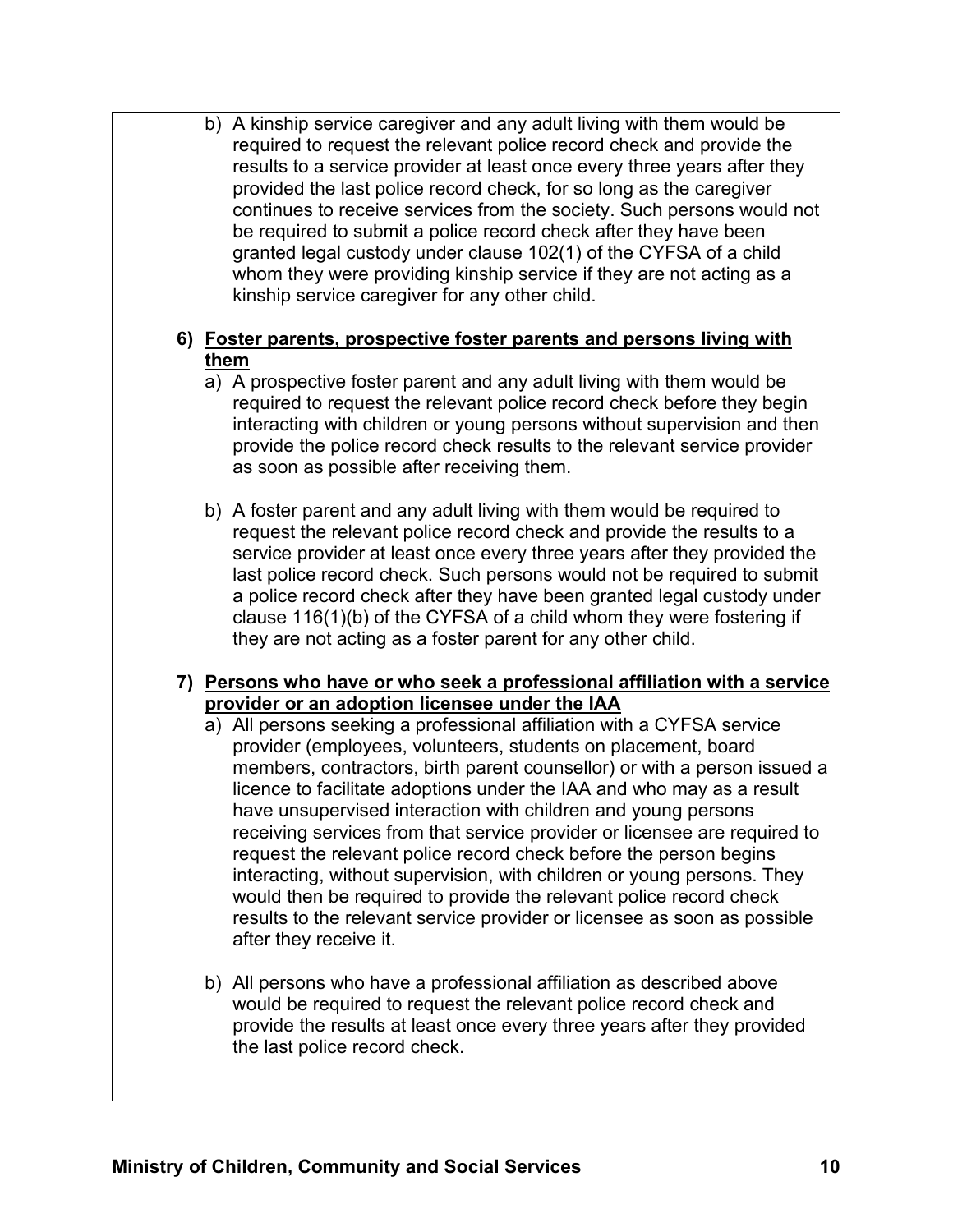b) A kinship service caregiver and any adult living with them would be required to request the relevant police record check and provide the results to a service provider at least once every three years after they provided the last police record check, for so long as the caregiver continues to receive services from the society. Such persons would not be required to submit a police record check after they have been granted legal custody under clause 102(1) of the CYFSA of a child whom they were providing kinship service if they are not acting as a kinship service caregiver for any other child.

**6) <u>Foster parents, prospective foster parents and persons living with them</u>**

a) A prospective foster parent and any adult living with them would be required to request the relevant police record check before they begin interacting with children or young persons without supervision and then provide the police record check results to the relevant service provider as soon as possible after receiving them.

b) A foster parent and any adult living with them would be required to request the relevant police record check and provide the results to a service provider at least once every three years after they provided the last police record check. Such persons would not be required to submit a police record check after they have been granted legal custody under clause 116(1)(b) of the CYFSA of a child whom they were fostering if they are not acting as a foster parent for any other child.

**7) <u>Persons who have or who seek a professional affiliation with a service provider or an adoption licensee under the IAA</u>**

a) All persons seeking a professional affiliation with a CYFSA service provider (employees, volunteers, students on placement, board members, contractors, birth parent counsellor) or with a person issued a licence to facilitate adoptions under the IAA and who may as a result have unsupervised interaction with children and young persons receiving services from that service provider or licensee are required to request the relevant police record check before the person begins interacting, without supervision, with children or young persons. They would then be required to provide the relevant police record check results to the relevant service provider or licensee as soon as possible after they receive it.

b) All persons who have a professional affiliation as described above would be required to request the relevant police record check and provide the results at least once every three years after they provided the last police record check.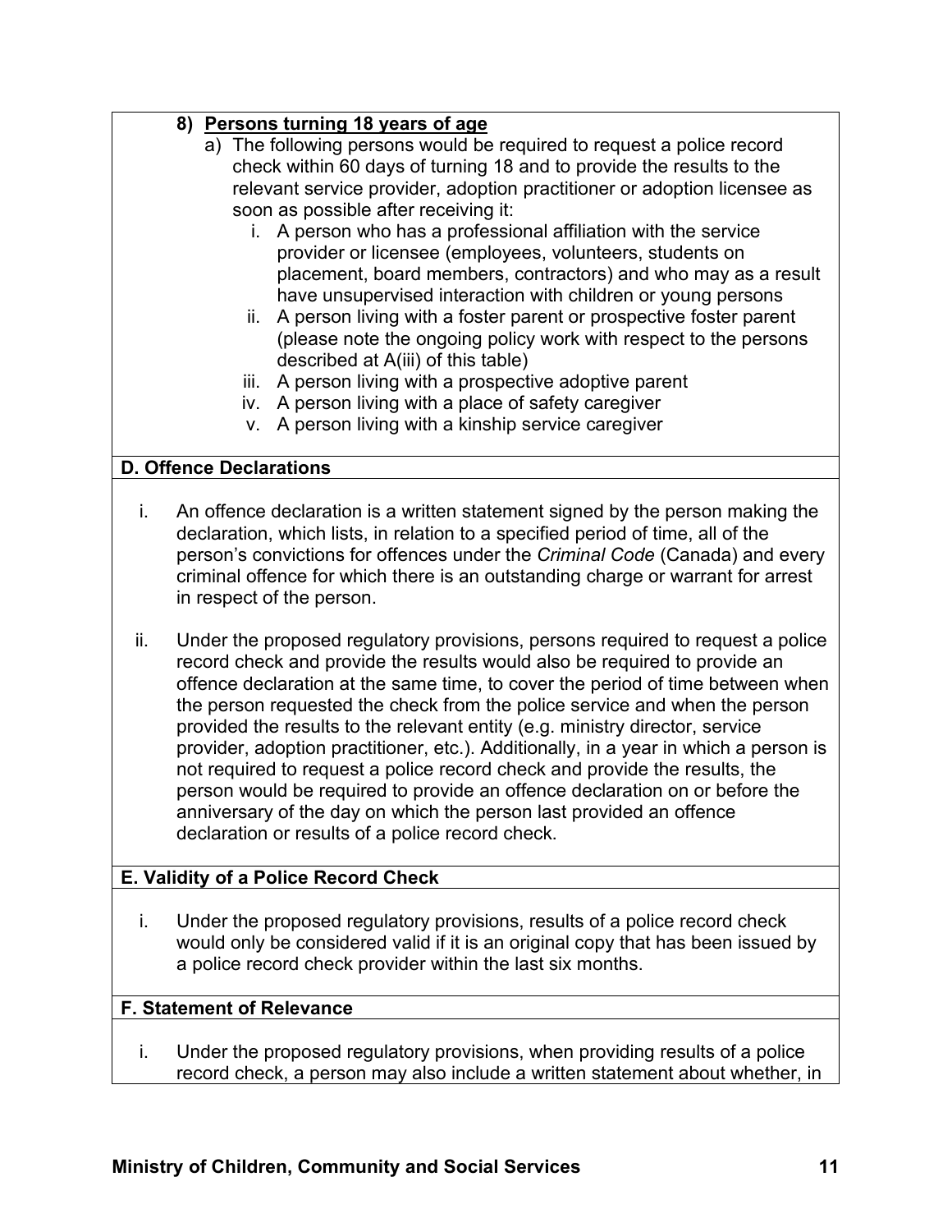**8) <u>Persons turning 18 years of age</u>**

a) The following persons would be required to request a police record check within 60 days of turning 18 and to provide the results to the relevant service provider, adoption practitioner or adoption licensee as soon as possible after receiving it:

   i. A person who has a professional affiliation with the service provider or licensee (employees, volunteers, students on placement, board members, contractors) and who may as a result have unsupervised interaction with children or young persons

   ii. A person living with a foster parent or prospective foster parent (please note the ongoing policy work with respect to the persons described at A(iii) of this table)

   iii. A person living with a prospective adoptive parent

   iv. A person living with a place of safety caregiver

   v. A person living with a kinship service caregiver

**D. Offence Declarations**

i. An offence declaration is a written statement signed by the person making the declaration, which lists, in relation to a specified period of time, all of the person's convictions for offences under the *Criminal Code* (Canada) and every criminal offence for which there is an outstanding charge or warrant for arrest in respect of the person.

ii. Under the proposed regulatory provisions, persons required to request a police record check and provide the results would also be required to provide an offence declaration at the same time, to cover the period of time between when the person requested the check from the police service and when the person provided the results to the relevant entity (e.g. ministry director, service provider, adoption practitioner, etc.). Additionally, in a year in which a person is not required to request a police record check and provide the results, the person would be required to provide an offence declaration on or before the anniversary of the day on which the person last provided an offence declaration or results of a police record check.

**E. Validity of a Police Record Check**

i. Under the proposed regulatory provisions, results of a police record check would only be considered valid if it is an original copy that has been issued by a police record check provider within the last six months.

**F. Statement of Relevance**

i. Under the proposed regulatory provisions, when providing results of a police record check, a person may also include a written statement about whether, in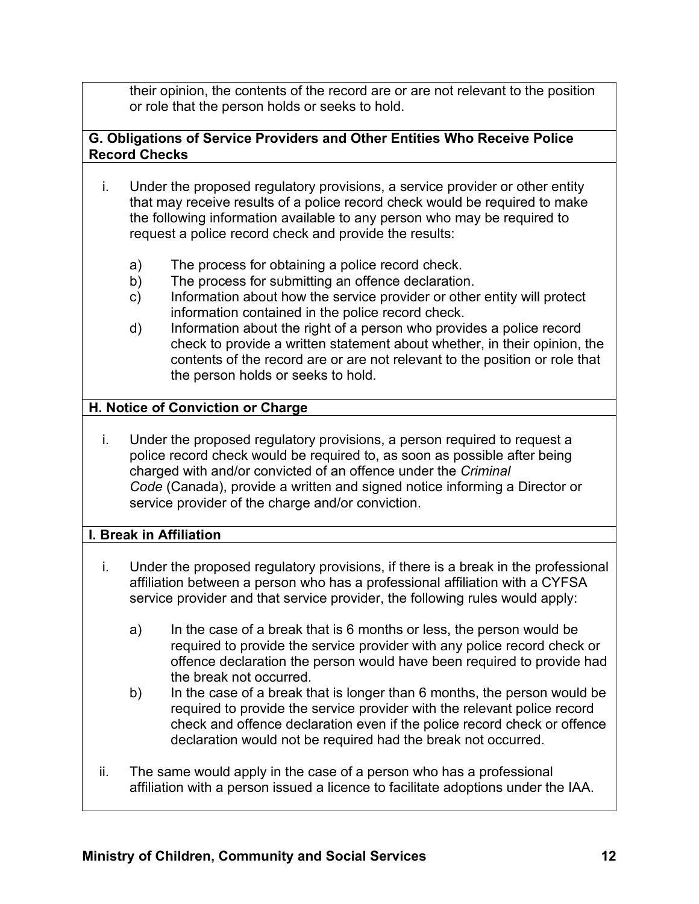their opinion, the contents of the record are or are not relevant to the position or role that the person holds or seeks to hold.

**G. Obligations of Service Providers and Other Entities Who Receive Police Record Checks**

i. Under the proposed regulatory provisions, a service provider or other entity that may receive results of a police record check would be required to make the following information available to any person who may be required to request a police record check and provide the results:

   a) The process for obtaining a police record check.
   b) The process for submitting an offence declaration.
   c) Information about how the service provider or other entity will protect information contained in the police record check.
   d) Information about the right of a person who provides a police record check to provide a written statement about whether, in their opinion, the contents of the record are or are not relevant to the position or role that the person holds or seeks to hold.

**H. Notice of Conviction or Charge**

i. Under the proposed regulatory provisions, a person required to request a police record check would be required to, as soon as possible after being charged with and/or convicted of an offence under the *Criminal Code* (Canada), provide a written and signed notice informing a Director or service provider of the charge and/or conviction.

**I. Break in Affiliation**

i. Under the proposed regulatory provisions, if there is a break in the professional affiliation between a person who has a professional affiliation with a CYFSA service provider and that service provider, the following rules would apply:

   a) In the case of a break that is 6 months or less, the person would be required to provide the service provider with any police record check or offence declaration the person would have been required to provide had the break not occurred.
   b) In the case of a break that is longer than 6 months, the person would be required to provide the service provider with the relevant police record check and offence declaration even if the police record check or offence declaration would not be required had the break not occurred.

ii. The same would apply in the case of a person who has a professional affiliation with a person issued a licence to facilitate adoptions under the IAA.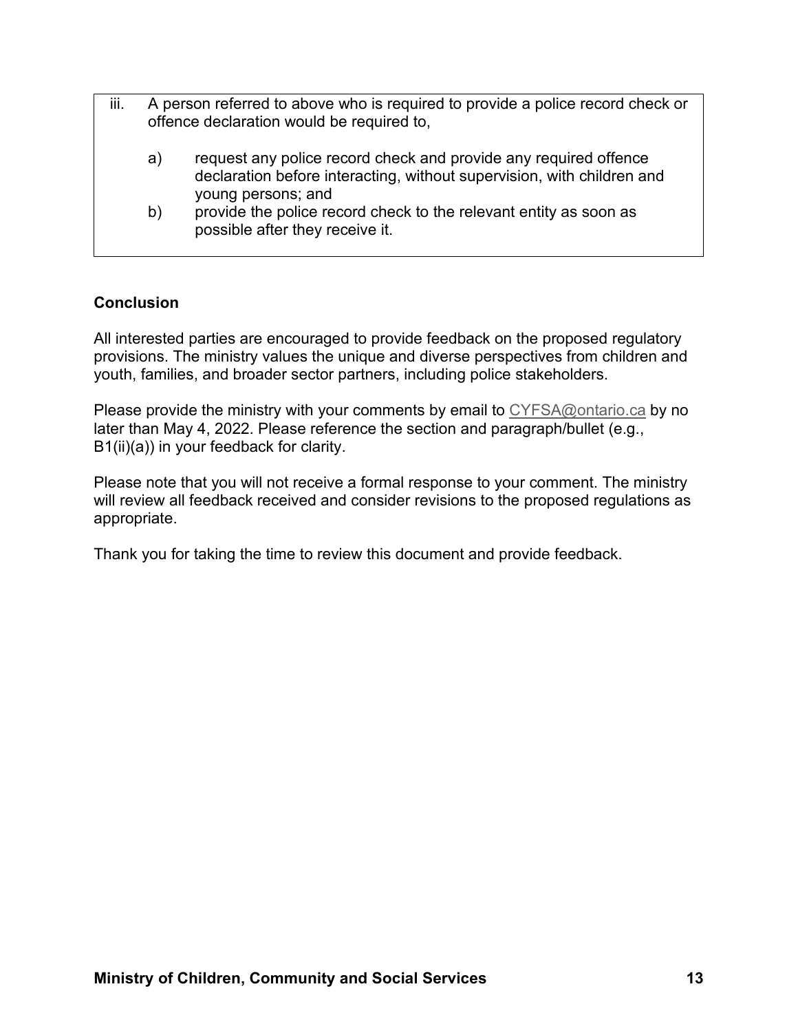iii. A person referred to above who is required to provide a police record check or offence declaration would be required to,

   a) request any police record check and provide any required offence declaration before interacting, without supervision, with children and young persons; and
   b) provide the police record check to the relevant entity as soon as possible after they receive it.

**Conclusion**

All interested parties are encouraged to provide feedback on the proposed regulatory provisions. The ministry values the unique and diverse perspectives from children and youth, families, and broader sector partners, including police stakeholders.

Please provide the ministry with your comments by email to CYFSA@ontario.ca by no later than May 4, 2022. Please reference the section and paragraph/bullet (e.g., B1(ii)(a)) in your feedback for clarity.

Please note that you will not receive a formal response to your comment. The ministry will review all feedback received and consider revisions to the proposed regulations as appropriate.

Thank you for taking the time to review this document and provide feedback.